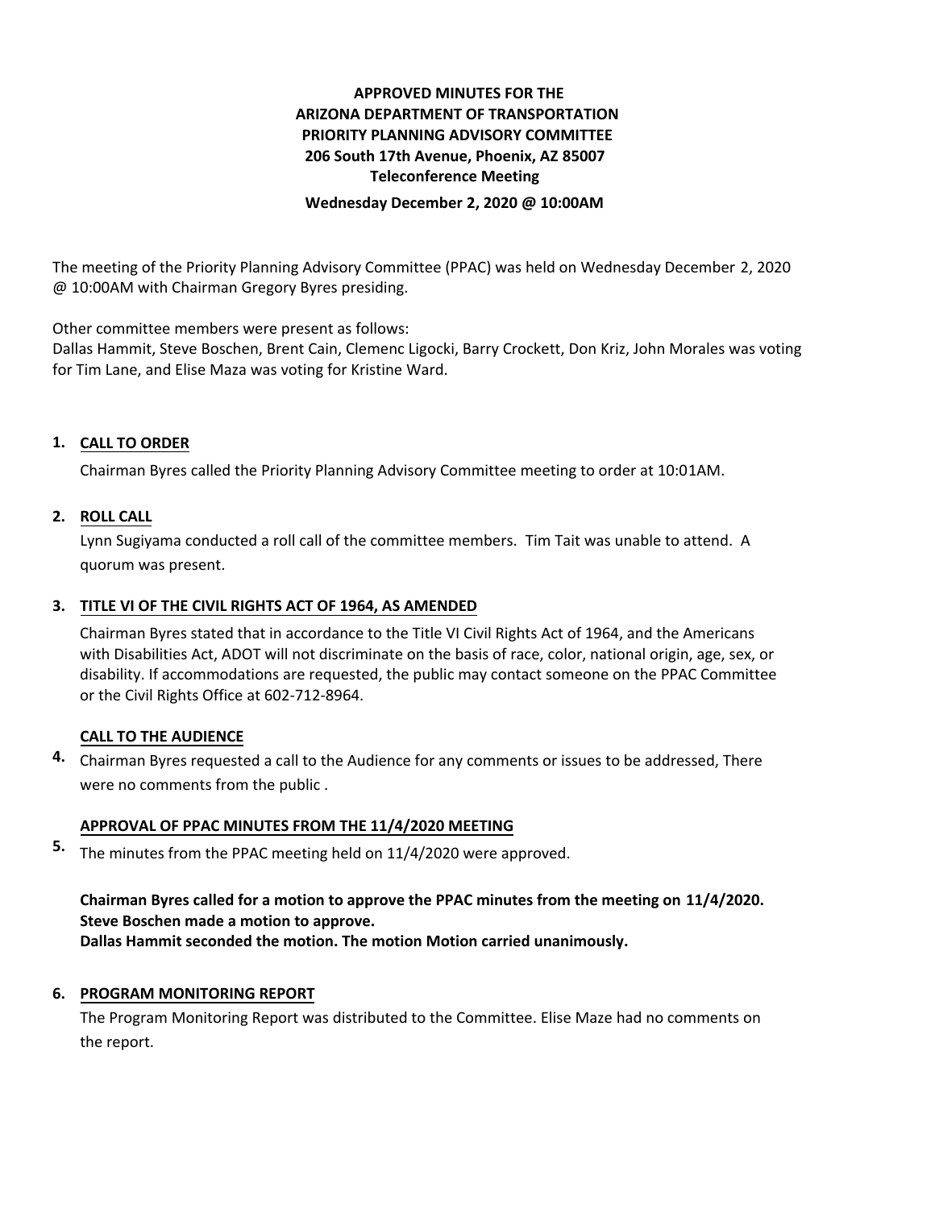**APPROVED MINUTES FOR THE**
**ARIZONA DEPARTMENT OF TRANSPORTATION**
**PRIORITY PLANNING ADVISORY COMMITTEE**
**206 South 17th Avenue, Phoenix, AZ 85007**
**Teleconference Meeting**
**Wednesday December 2, 2020 @ 10:00AM**

The meeting of the Priority Planning Advisory Committee (PPAC) was held on Wednesday December 2, 2020 @ 10:00AM with Chairman Gregory Byres presiding.

Other committee members were present as follows:
Dallas Hammit, Steve Boschen, Brent Cain, Clemenc Ligocki, Barry Crockett, Don Kriz, John Morales was voting for Tim Lane, and Elise Maza was voting for Kristine Ward.

**1. CALL TO ORDER**

Chairman Byres called the Priority Planning Advisory Committee meeting to order at 10:01AM.

**2. ROLL CALL**

Lynn Sugiyama conducted a roll call of the committee members. Tim Tait was unable to attend. A quorum was present.

**3. TITLE VI OF THE CIVIL RIGHTS ACT OF 1964, AS AMENDED**

Chairman Byres stated that in accordance to the Title VI Civil Rights Act of 1964, and the Americans with Disabilities Act, ADOT will not discriminate on the basis of race, color, national origin, age, sex, or disability. If accommodations are requested, the public may contact someone on the PPAC Committee or the Civil Rights Office at 602-712-8964.

**4. CALL TO THE AUDIENCE**

Chairman Byres requested a call to the Audience for any comments or issues to be addressed, There were no comments from the public .

**5. APPROVAL OF PPAC MINUTES FROM THE 11/4/2020 MEETING**

The minutes from the PPAC meeting held on 11/4/2020 were approved.

**Chairman Byres called for a motion to approve the PPAC minutes from the meeting on 11/4/2020.**
**Steve Boschen made a motion to approve.**
**Dallas Hammit seconded the motion. The motion Motion carried unanimously.**

**6. PROGRAM MONITORING REPORT**

The Program Monitoring Report was distributed to the Committee. Elise Maze had no comments on the report.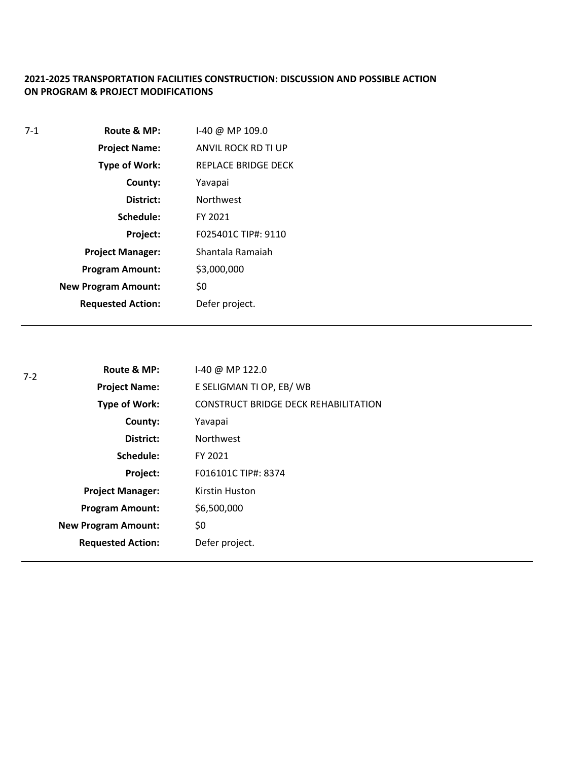**2021-2025 TRANSPORTATION FACILITIES CONSTRUCTION: DISCUSSION AND POSSIBLE ACTION ON PROGRAM & PROJECT MODIFICATIONS**

7-1

| | |
|---|---|
| **Route & MP:** | I-40 @ MP 109.0 |
| **Project Name:** | ANVIL ROCK RD TI UP |
| **Type of Work:** | REPLACE BRIDGE DECK |
| **County:** | Yavapai |
| **District:** | Northwest |
| **Schedule:** | FY 2021 |
| **Project:** | F025401C TIP#: 9110 |
| **Project Manager:** | Shantala Ramaiah |
| **Program Amount:** | $3,000,000 |
| **New Program Amount:** | $0 |
| **Requested Action:** | Defer project. |

---

7-2

| | |
|---|---|
| **Route & MP:** | I-40 @ MP 122.0 |
| **Project Name:** | E SELIGMAN TI OP, EB/ WB |
| **Type of Work:** | CONSTRUCT BRIDGE DECK REHABILITATION |
| **County:** | Yavapai |
| **District:** | Northwest |
| **Schedule:** | FY 2021 |
| **Project:** | F016101C TIP#: 8374 |
| **Project Manager:** | Kirstin Huston |
| **Program Amount:** | $6,500,000 |
| **New Program Amount:** | $0 |
| **Requested Action:** | Defer project. |

---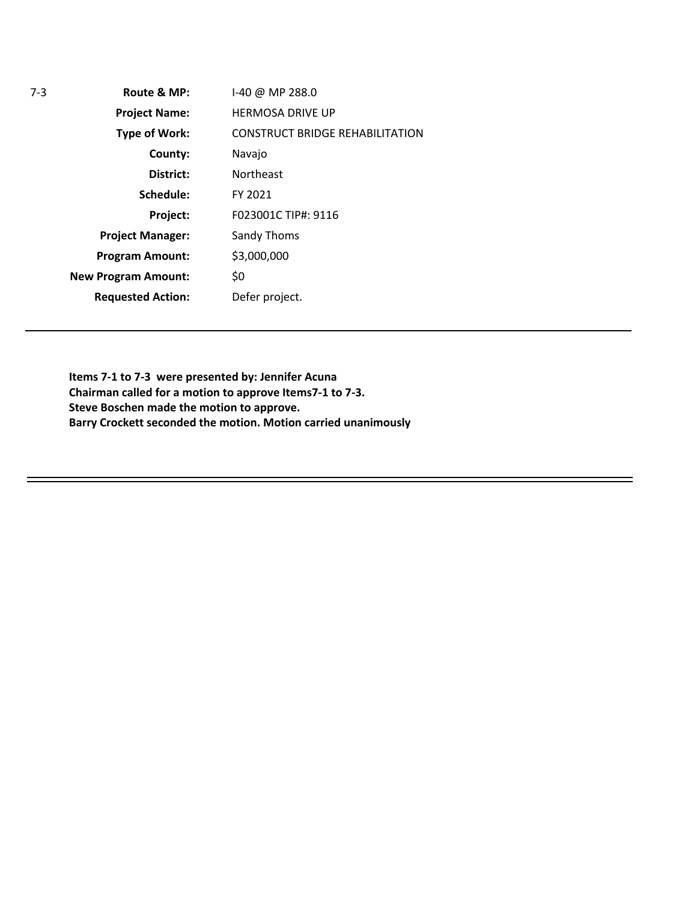| 7-3 | | |
|---|---|---|
| | **Route & MP:** | I-40 @ MP 288.0 |
| | **Project Name:** | HERMOSA DRIVE UP |
| | **Type of Work:** | CONSTRUCT BRIDGE REHABILITATION |
| | **County:** | Navajo |
| | **District:** | Northeast |
| | **Schedule:** | FY 2021 |
| | **Project:** | F023001C TIP#: 9116 |
| | **Project Manager:** | Sandy Thoms |
| | **Program Amount:** | $3,000,000 |
| | **New Program Amount:** | $0 |
| | **Requested Action:** | Defer project. |

---

**Items 7-1 to 7-3 were presented by: Jennifer Acuna**
**Chairman called for a motion to approve Items7-1 to 7-3.**
**Steve Boschen made the motion to approve.**
**Barry Crockett seconded the motion. Motion carried unanimously**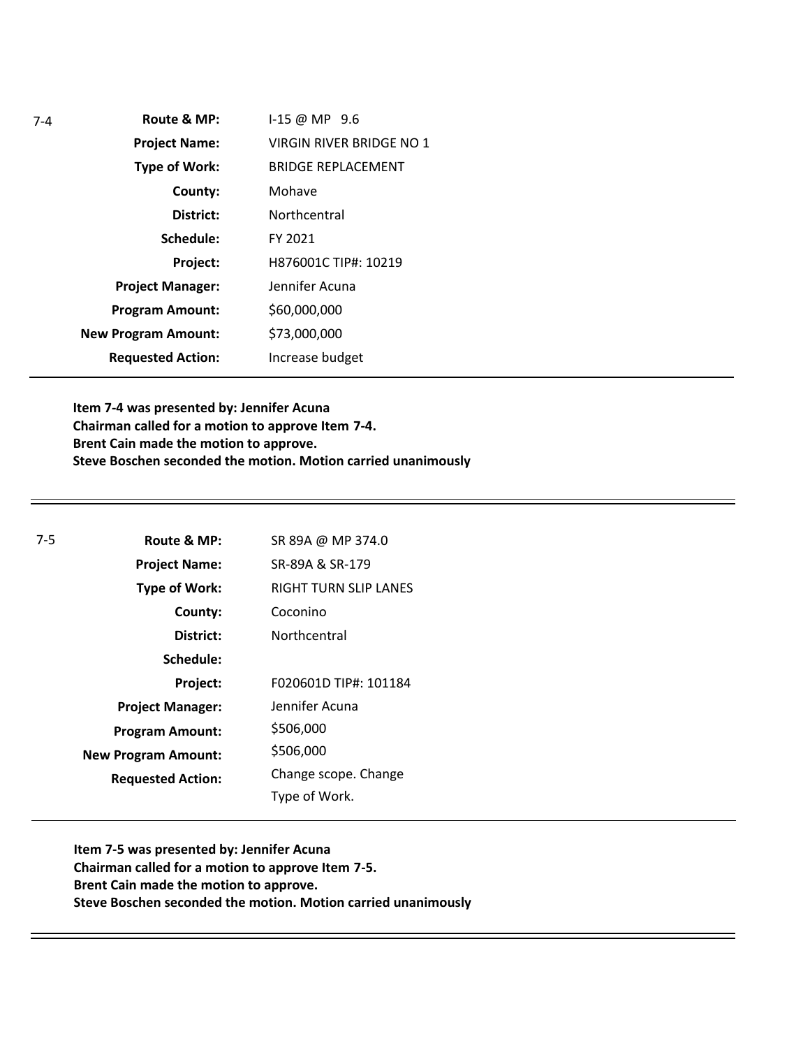7-4

| | |
|---|---|
| **Route & MP:** | I-15 @ MP 9.6 |
| **Project Name:** | VIRGIN RIVER BRIDGE NO 1 |
| **Type of Work:** | BRIDGE REPLACEMENT |
| **County:** | Mohave |
| **District:** | Northcentral |
| **Schedule:** | FY 2021 |
| **Project:** | H876001C TIP#: 10219 |
| **Project Manager:** | Jennifer Acuna |
| **Program Amount:** | $60,000,000 |
| **New Program Amount:** | $73,000,000 |
| **Requested Action:** | Increase budget |

**Item 7-4 was presented by: Jennifer Acuna**
**Chairman called for a motion to approve Item 7-4.**
**Brent Cain made the motion to approve.**
**Steve Boschen seconded the motion. Motion carried unanimously**

---

7-5

| | |
|---|---|
| **Route & MP:** | SR 89A @ MP 374.0 |
| **Project Name:** | SR-89A & SR-179 |
| **Type of Work:** | RIGHT TURN SLIP LANES |
| **County:** | Coconino |
| **District:** | Northcentral |
| **Schedule:** | |
| **Project:** | F020601D TIP#: 101184 |
| **Project Manager:** | Jennifer Acuna |
| **Program Amount:** | $506,000 |
| **New Program Amount:** | $506,000 |
| **Requested Action:** | Change scope. Change Type of Work. |

**Item 7-5 was presented by: Jennifer Acuna**
**Chairman called for a motion to approve Item 7-5.**
**Brent Cain made the motion to approve.**
**Steve Boschen seconded the motion. Motion carried unanimously**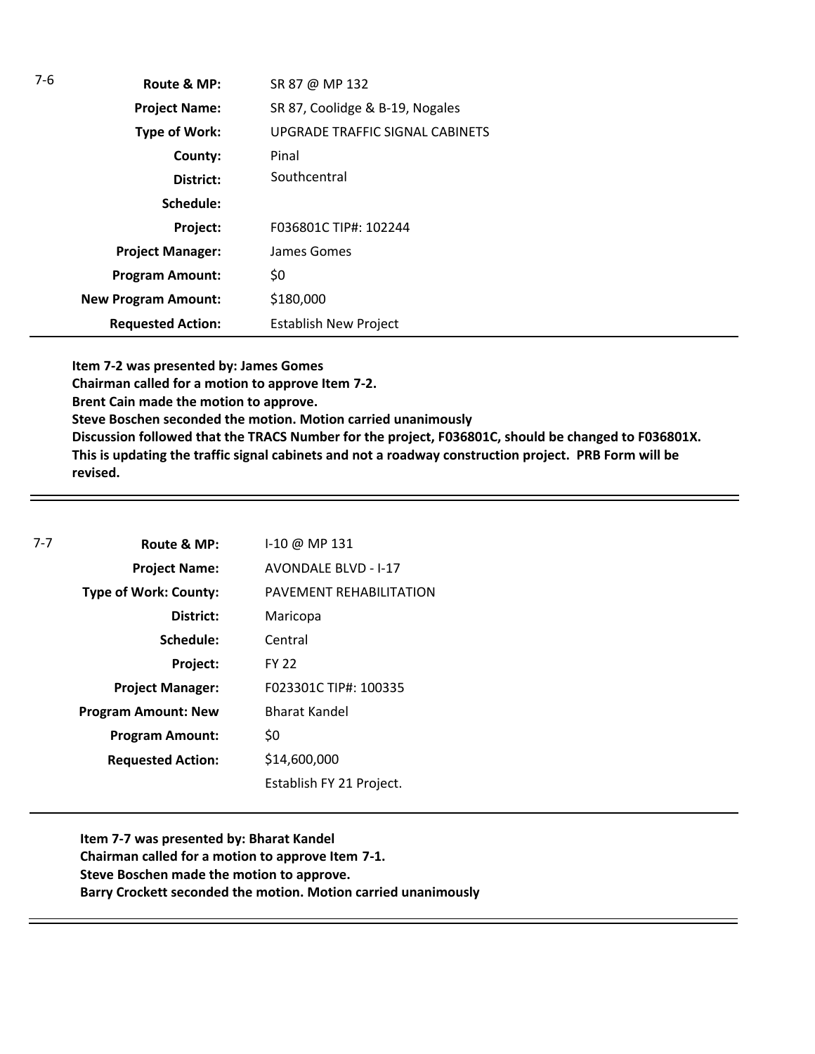7-6

| | |
|---|---|
| **Route & MP:** | SR 87 @ MP 132 |
| **Project Name:** | SR 87, Coolidge & B-19, Nogales |
| **Type of Work:** | UPGRADE TRAFFIC SIGNAL CABINETS |
| **County:** | Pinal |
| **District:** | Southcentral |
| **Schedule:** | |
| **Project:** | F036801C TIP#: 102244 |
| **Project Manager:** | James Gomes |
| **Program Amount:** | \$0 |
| **New Program Amount:** | \$180,000 |
| **Requested Action:** | Establish New Project |

**Item 7-2 was presented by: James Gomes**
**Chairman called for a motion to approve Item 7-2.**
**Brent Cain made the motion to approve.**
**Steve Boschen seconded the motion. Motion carried unanimously**
**Discussion followed that the TRACS Number for the project, F036801C, should be changed to F036801X. This is updating the traffic signal cabinets and not a roadway construction project. PRB Form will be revised.**

---

7-7

| | |
|---|---|
| **Route & MP:** | I-10 @ MP 131 |
| **Project Name:** | AVONDALE BLVD - I-17 |
| **Type of Work: County:** | PAVEMENT REHABILITATION |
| **District:** | Maricopa |
| **Schedule:** | Central |
| **Project:** | FY 22 |
| **Project Manager:** | F023301C TIP#: 100335 |
| **Program Amount: New** | Bharat Kandel |
| **Program Amount:** | \$0 |
| **Requested Action:** | \$14,600,000 |
| | Establish FY 21 Project. |

**Item 7-7 was presented by: Bharat Kandel**
**Chairman called for a motion to approve Item 7-1.**
**Steve Boschen made the motion to approve.**
**Barry Crockett seconded the motion. Motion carried unanimously**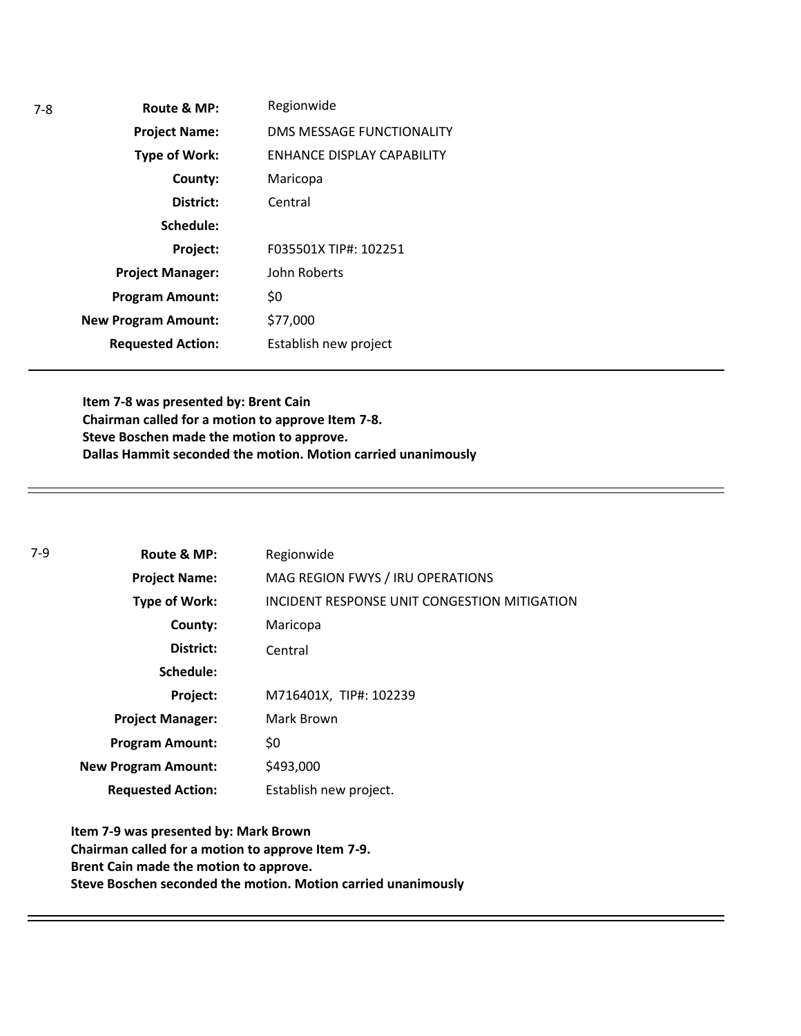7-8

| | |
|---|---|
| **Route & MP:** | Regionwide |
| **Project Name:** | DMS MESSAGE FUNCTIONALITY |
| **Type of Work:** | ENHANCE DISPLAY CAPABILITY |
| **County:** | Maricopa |
| **District:** | Central |
| **Schedule:** | |
| **Project:** | F035501X TIP#: 102251 |
| **Project Manager:** | John Roberts |
| **Program Amount:** | $0 |
| **New Program Amount:** | $77,000 |
| **Requested Action:** | Establish new project |

**Item 7-8 was presented by: Brent Cain**
**Chairman called for a motion to approve Item 7-8.**
**Steve Boschen made the motion to approve.**
**Dallas Hammit seconded the motion. Motion carried unanimously**

---

7-9

| | |
|---|---|
| **Route & MP:** | Regionwide |
| **Project Name:** | MAG REGION FWYS / IRU OPERATIONS |
| **Type of Work:** | INCIDENT RESPONSE UNIT CONGESTION MITIGATION |
| **County:** | Maricopa |
| **District:** | Central |
| **Schedule:** | |
| **Project:** | M716401X, TIP#: 102239 |
| **Project Manager:** | Mark Brown |
| **Program Amount:** | $0 |
| **New Program Amount:** | $493,000 |
| **Requested Action:** | Establish new project. |

**Item 7-9 was presented by: Mark Brown**
**Chairman called for a motion to approve Item 7-9.**
**Brent Cain made the motion to approve.**
**Steve Boschen seconded the motion. Motion carried unanimously**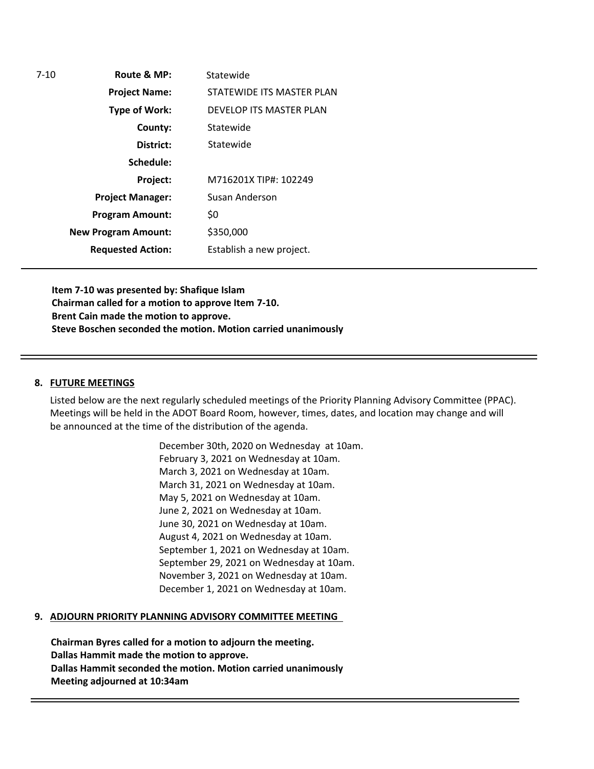| | | |
|---|---|---|
| 7-10 | **Route & MP:** | Statewide |
| | **Project Name:** | STATEWIDE ITS MASTER PLAN |
| | **Type of Work:** | DEVELOP ITS MASTER PLAN |
| | **County:** | Statewide |
| | **District:** | Statewide |
| | **Schedule:** | |
| | **Project:** | M716201X TIP#: 102249 |
| | **Project Manager:** | Susan Anderson |
| | **Program Amount:** | $0 |
| | **New Program Amount:** | $350,000 |
| | **Requested Action:** | Establish a new project. |

**Item 7-10 was presented by: Shafique Islam**
**Chairman called for a motion to approve Item 7-10.**
**Brent Cain made the motion to approve.**
**Steve Boschen seconded the motion. Motion carried unanimously**

## 8. FUTURE MEETINGS

Listed below are the next regularly scheduled meetings of the Priority Planning Advisory Committee (PPAC). Meetings will be held in the ADOT Board Room, however, times, dates, and location may change and will be announced at the time of the distribution of the agenda.

December 30th, 2020 on Wednesday at 10am.
February 3, 2021 on Wednesday at 10am.
March 3, 2021 on Wednesday at 10am.
March 31, 2021 on Wednesday at 10am.
May 5, 2021 on Wednesday at 10am.
June 2, 2021 on Wednesday at 10am.
June 30, 2021 on Wednesday at 10am.
August 4, 2021 on Wednesday at 10am.
September 1, 2021 on Wednesday at 10am.
September 29, 2021 on Wednesday at 10am.
November 3, 2021 on Wednesday at 10am.
December 1, 2021 on Wednesday at 10am.

## 9. ADJOURN PRIORITY PLANNING ADVISORY COMMITTEE MEETING

**Chairman Byres called for a motion to adjourn the meeting.**
**Dallas Hammit made the motion to approve.**
**Dallas Hammit seconded the motion. Motion carried unanimously**
**Meeting adjourned at 10:34am**